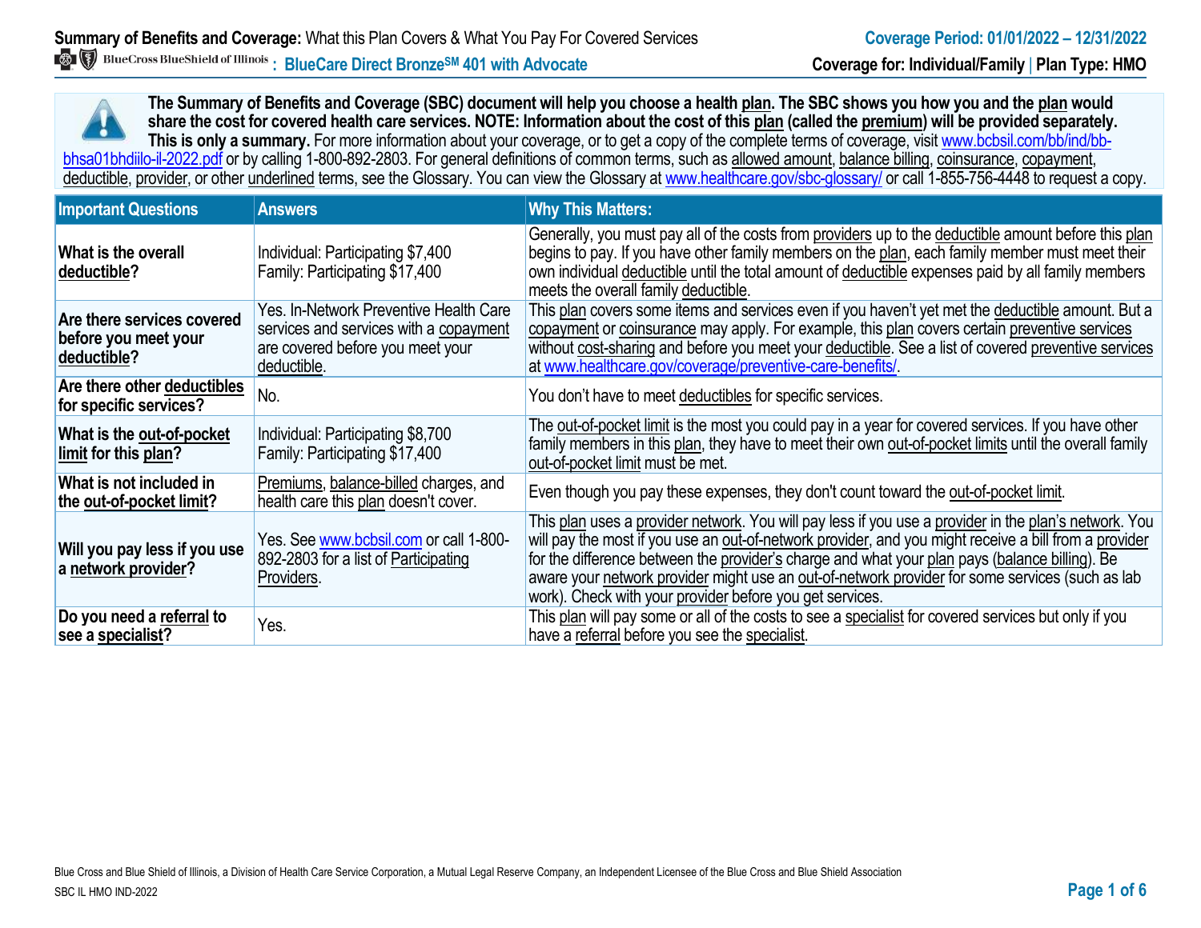**Summary of Benefits and Coverage:** What this Plan Covers & What You Pay For Covered Services

**Coverage Period: 01/01/2022 – 12/31/2022**

BlueCross BlueShield of Illinois : **BlueCare Direct Bronze[SM] 401 with Advocate**

**Coverage for: Individual/Family | Plan Type: HMO**

**The Summary of Benefits and Coverage (SBC) document will help you choose a health plan. The SBC shows you how you and the plan would share the cost for covered health care services. NOTE: Information about the cost of this plan (called the premium) will be provided separately. This is only a summary.** For more information about your coverage, or to get a copy of the complete terms of coverage, visit www.bcbsil.com/bb/ind/bb-bhsa01bhdiilo-il-2022.pdf or by calling 1-800-892-2803. For general definitions of common terms, such as allowed amount, balance billing, coinsurance, copayment, deductible, provider, or other underlined terms, see the Glossary. You can view the Glossary at www.healthcare.gov/sbc-glossary/ or call 1-855-756-4448 to request a copy.

| Important Questions | Answers | Why This Matters: |
|---|---|---|
| **What is the overall deductible?** | Individual: Participating $7,400<br>Family: Participating $17,400 | Generally, you must pay all of the costs from providers up to the deductible amount before this plan begins to pay. If you have other family members on the plan, each family member must meet their own individual deductible until the total amount of deductible expenses paid by all family members meets the overall family deductible. |
| **Are there services covered before you meet your deductible?** | Yes. In-Network Preventive Health Care services and services with a copayment are covered before you meet your deductible. | This plan covers some items and services even if you haven't yet met the deductible amount. But a copayment or coinsurance may apply. For example, this plan covers certain preventive services without cost-sharing and before you meet your deductible. See a list of covered preventive services at www.healthcare.gov/coverage/preventive-care-benefits/. |
| **Are there other deductibles for specific services?** | No. | You don't have to meet deductibles for specific services. |
| **What is the out-of-pocket limit for this plan?** | Individual: Participating $8,700<br>Family: Participating $17,400 | The out-of-pocket limit is the most you could pay in a year for covered services. If you have other family members in this plan, they have to meet their own out-of-pocket limits until the overall family out-of-pocket limit must be met. |
| **What is not included in the out-of-pocket limit?** | Premiums, balance-billed charges, and health care this plan doesn't cover. | Even though you pay these expenses, they don't count toward the out-of-pocket limit. |
| **Will you pay less if you use a network provider?** | Yes. See www.bcbsil.com or call 1-800-892-2803 for a list of Participating Providers. | This plan uses a provider network. You will pay less if you use a provider in the plan's network. You will pay the most if you use an out-of-network provider, and you might receive a bill from a provider for the difference between the provider's charge and what your plan pays (balance billing). Be aware your network provider might use an out-of-network provider for some services (such as lab work). Check with your provider before you get services. |
| **Do you need a referral to see a specialist?** | Yes. | This plan will pay some or all of the costs to see a specialist for covered services but only if you have a referral before you see the specialist. |

Blue Cross and Blue Shield of Illinois, a Division of Health Care Service Corporation, a Mutual Legal Reserve Company, an Independent Licensee of the Blue Cross and Blue Shield Association

SBC IL HMO IND-2022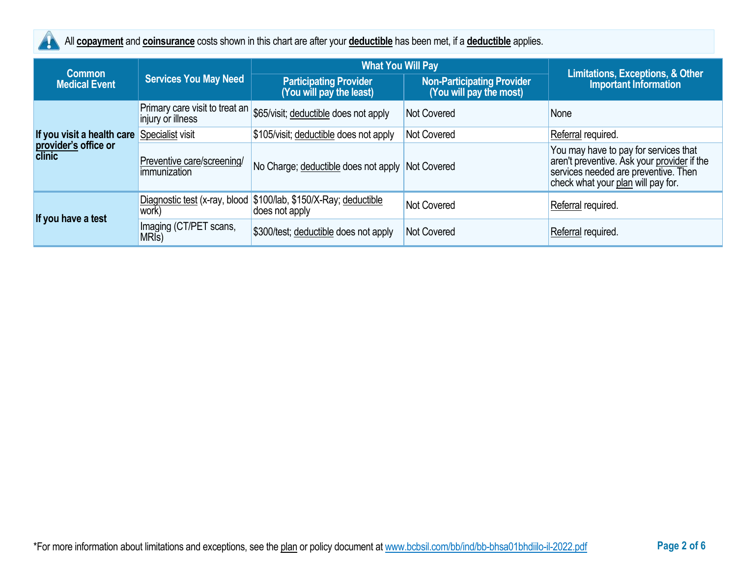All **copayment** and **coinsurance** costs shown in this chart are after your **deductible** has been met, if a **deductible** applies.

| Common Medical Event | Services You May Need | What You Will Pay | | Limitations, Exceptions, & Other Important Information |
|---|---|---|---|---|
| | | Participating Provider (You will pay the least) | Non-Participating Provider (You will pay the most) | |
| If you visit a health care provider's office or clinic | Primary care visit to treat an injury or illness | $65/visit; deductible does not apply | Not Covered | None |
| | Specialist visit | $105/visit; deductible does not apply | Not Covered | Referral required. |
| | Preventive care/screening/immunization | No Charge; deductible does not apply | Not Covered | You may have to pay for services that aren't preventive. Ask your provider if the services needed are preventive. Then check what your plan will pay for. |
| If you have a test | Diagnostic test (x-ray, blood work) | $100/lab, $150/X-Ray; deductible does not apply | Not Covered | Referral required. |
| | Imaging (CT/PET scans, MRIs) | $300/test; deductible does not apply | Not Covered | Referral required. |

*For more information about limitations and exceptions, see the plan or policy document at www.bcbsil.com/bb/ind/bb-bhsa01bhdiilo-il-2022.pdf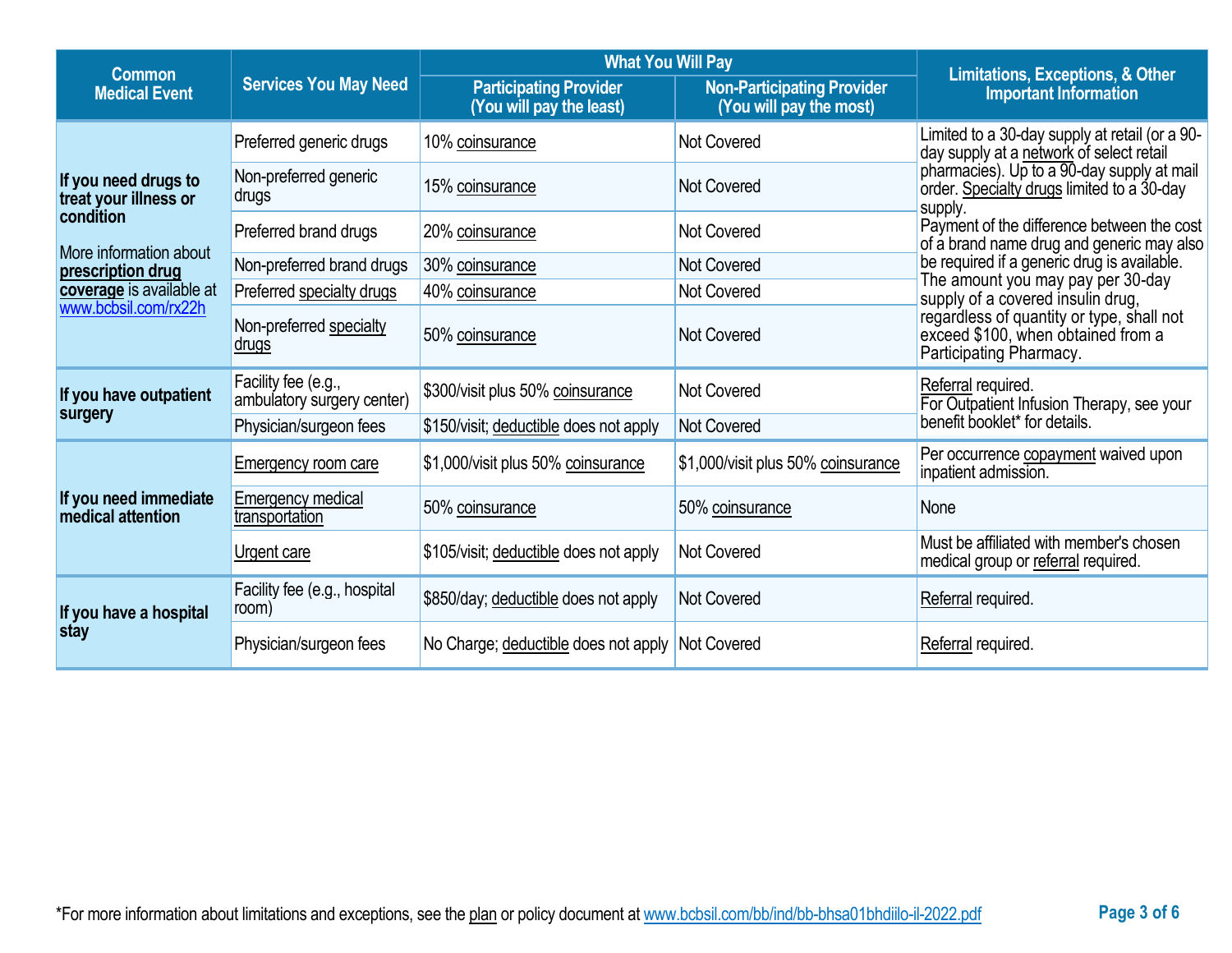| Common Medical Event | Services You May Need | What You Will Pay | | Limitations, Exceptions, & Other Important Information |
|---|---|---|---|---|
| | | Participating Provider (You will pay the least) | Non-Participating Provider (You will pay the most) | |
| **If you need drugs to treat your illness or condition** More information about **prescription drug coverage** is available at www.bcbsil.com/rx22h | Preferred generic drugs | 10% coinsurance | Not Covered | Limited to a 30-day supply at retail (or a 90-day supply at a network of select retail pharmacies). Up to a 90-day supply at mail order. Specialty drugs limited to a 30-day supply. Payment of the difference between the cost of a brand name drug and generic may also be required if a generic drug is available. The amount you may pay per 30-day supply of a covered insulin drug, regardless of quantity or type, shall not exceed $100, when obtained from a Participating Pharmacy. |
| | Non-preferred generic drugs | 15% coinsurance | Not Covered | |
| | Preferred brand drugs | 20% coinsurance | Not Covered | |
| | Non-preferred brand drugs | 30% coinsurance | Not Covered | |
| | Preferred specialty drugs | 40% coinsurance | Not Covered | |
| | Non-preferred specialty drugs | 50% coinsurance | Not Covered | |
| **If you have outpatient surgery** | Facility fee (e.g., ambulatory surgery center) | $300/visit plus 50% coinsurance | Not Covered | Referral required. For Outpatient Infusion Therapy, see your benefit booklet* for details. |
| | Physician/surgeon fees | $150/visit; deductible does not apply | Not Covered | |
| **If you need immediate medical attention** | Emergency room care | $1,000/visit plus 50% coinsurance | $1,000/visit plus 50% coinsurance | Per occurrence copayment waived upon inpatient admission. |
| | Emergency medical transportation | 50% coinsurance | 50% coinsurance | None |
| | Urgent care | $105/visit; deductible does not apply | Not Covered | Must be affiliated with member's chosen medical group or referral required. |
| **If you have a hospital stay** | Facility fee (e.g., hospital room) | $850/day; deductible does not apply | Not Covered | Referral required. |
| | Physician/surgeon fees | No Charge; deductible does not apply | Not Covered | Referral required. |

*For more information about limitations and exceptions, see the plan or policy document at www.bcbsil.com/bb/ind/bb-bhsa01bhdiilo-il-2022.pdf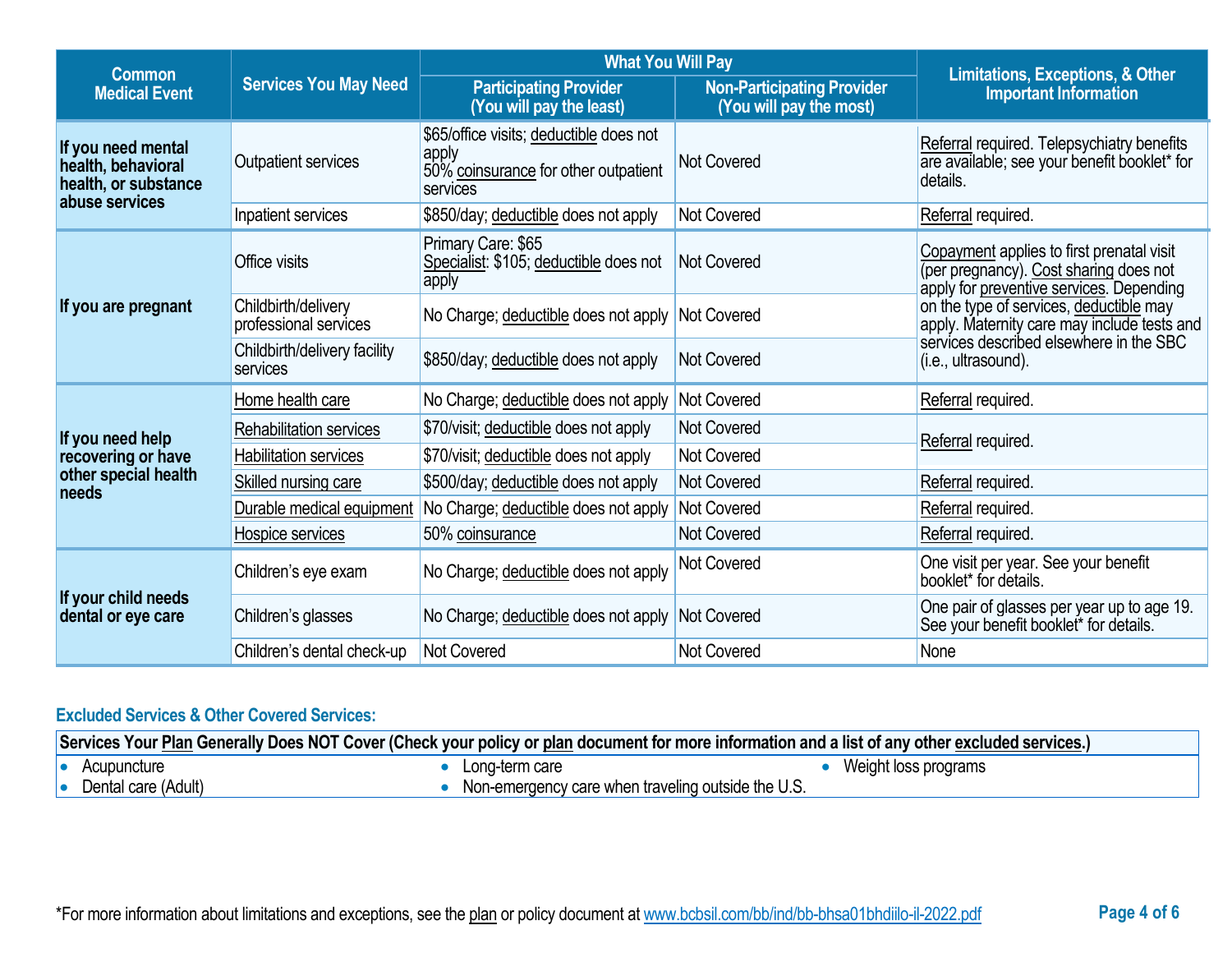| Common Medical Event | Services You May Need | What You Will Pay | | Limitations, Exceptions, & Other Important Information |
|---|---|---|---|---|
| | | Participating Provider (You will pay the least) | Non-Participating Provider (You will pay the most) | |
| If you need mental health, behavioral health, or substance abuse services | Outpatient services | $65/office visits; deductible does not apply<br>50% coinsurance for other outpatient services | Not Covered | Referral required. Telepsychiatry benefits are available; see your benefit booklet* for details. |
| | Inpatient services | $850/day; deductible does not apply | Not Covered | Referral required. |
| If you are pregnant | Office visits | Primary Care: $65<br>Specialist: $105; deductible does not apply | Not Covered | Copayment applies to first prenatal visit (per pregnancy). Cost sharing does not apply for preventive services. Depending on the type of services, deductible may apply. Maternity care may include tests and services described elsewhere in the SBC (i.e., ultrasound). |
| | Childbirth/delivery professional services | No Charge; deductible does not apply | Not Covered | |
| | Childbirth/delivery facility services | $850/day; deductible does not apply | Not Covered | |
| If you need help recovering or have other special health needs | Home health care | No Charge; deductible does not apply | Not Covered | Referral required. |
| | Rehabilitation services | $70/visit; deductible does not apply | Not Covered | Referral required. |
| | Habilitation services | $70/visit; deductible does not apply | Not Covered | |
| | Skilled nursing care | $500/day; deductible does not apply | Not Covered | Referral required. |
| | Durable medical equipment | No Charge; deductible does not apply | Not Covered | Referral required. |
| | Hospice services | 50% coinsurance | Not Covered | Referral required. |
| If your child needs dental or eye care | Children's eye exam | No Charge; deductible does not apply | Not Covered | One visit per year. See your benefit booklet* for details. |
| | Children's glasses | No Charge; deductible does not apply | Not Covered | One pair of glasses per year up to age 19. See your benefit booklet* for details. |
| | Children's dental check-up | Not Covered | Not Covered | None |

## Excluded Services & Other Covered Services:

**Services Your Plan Generally Does NOT Cover (Check your policy or plan document for more information and a list of any other excluded services.)**

- Acupuncture
- Dental care (Adult)
- Long-term care
- Non-emergency care when traveling outside the U.S.
- Weight loss programs

*For more information about limitations and exceptions, see the plan or policy document at www.bcbsil.com/bb/ind/bb-bhsa01bhdiilo-il-2022.pdf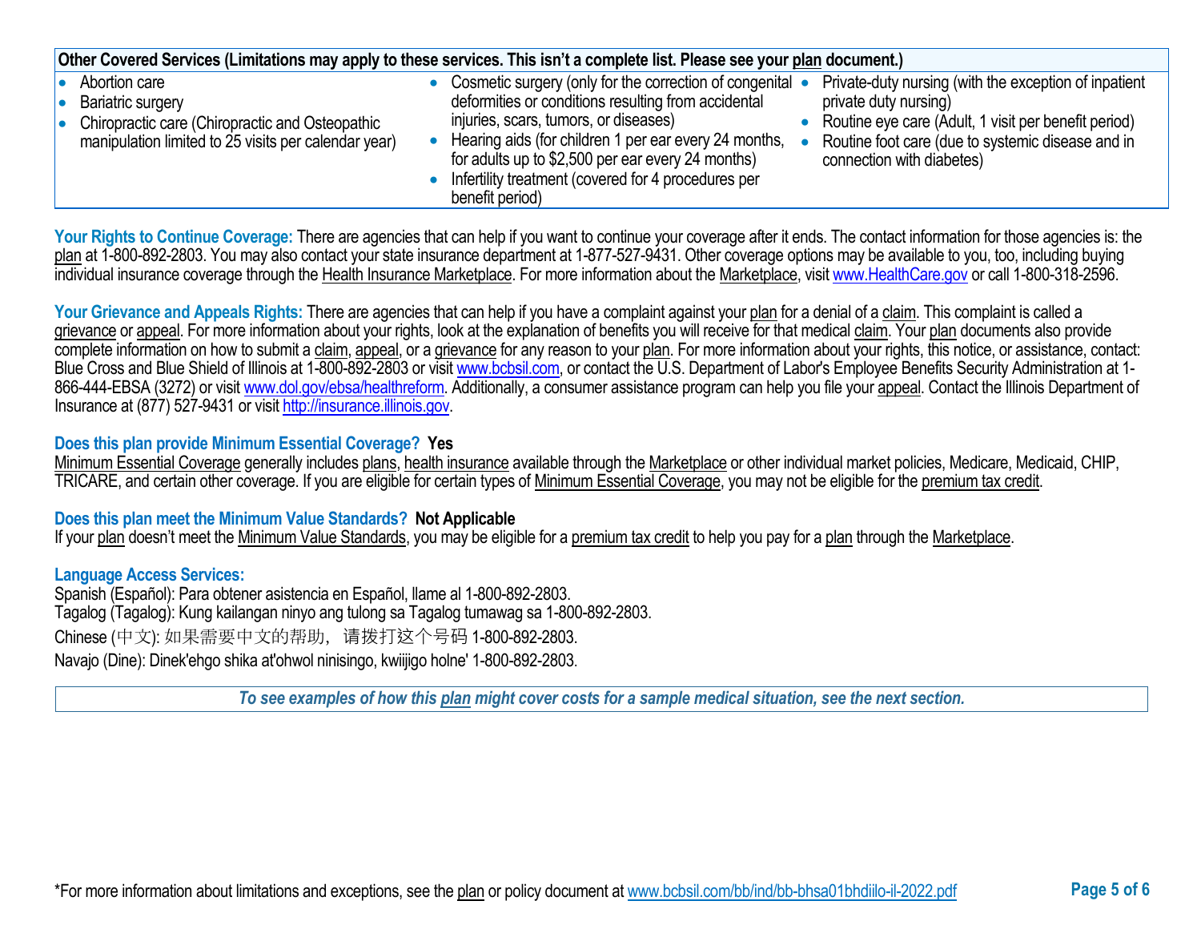| Other Covered Services (Limitations may apply to these services. This isn't a complete list. Please see your plan document.) | | |
|---|---|---|
| • Abortion care<br>• Bariatric surgery<br>• Chiropractic care (Chiropractic and Osteopathic manipulation limited to 25 visits per calendar year) | • Cosmetic surgery (only for the correction of congenital deformities or conditions resulting from accidental injuries, scars, tumors, or diseases)<br>• Hearing aids (for children 1 per ear every 24 months, for adults up to $2,500 per ear every 24 months)<br>• Infertility treatment (covered for 4 procedures per benefit period) | • Private-duty nursing (with the exception of inpatient private duty nursing)<br>• Routine eye care (Adult, 1 visit per benefit period)<br>• Routine foot care (due to systemic disease and in connection with diabetes) |

**Your Rights to Continue Coverage:** There are agencies that can help if you want to continue your coverage after it ends. The contact information for those agencies is: the plan at 1-800-892-2803. You may also contact your state insurance department at 1-877-527-9431. Other coverage options may be available to you, too, including buying individual insurance coverage through the Health Insurance Marketplace. For more information about the Marketplace, visit www.HealthCare.gov or call 1-800-318-2596.

**Your Grievance and Appeals Rights:** There are agencies that can help if you have a complaint against your plan for a denial of a claim. This complaint is called a grievance or appeal. For more information about your rights, look at the explanation of benefits you will receive for that medical claim. Your plan documents also provide complete information on how to submit a claim, appeal, or a grievance for any reason to your plan. For more information about your rights, this notice, or assistance, contact: Blue Cross and Blue Shield of Illinois at 1-800-892-2803 or visit www.bcbsil.com, or contact the U.S. Department of Labor's Employee Benefits Security Administration at 1-866-444-EBSA (3272) or visit www.dol.gov/ebsa/healthreform. Additionally, a consumer assistance program can help you file your appeal. Contact the Illinois Department of Insurance at (877) 527-9431 or visit http://insurance.illinois.gov.

**Does this plan provide Minimum Essential Coverage? Yes**

Minimum Essential Coverage generally includes plans, health insurance available through the Marketplace or other individual market policies, Medicare, Medicaid, CHIP, TRICARE, and certain other coverage. If you are eligible for certain types of Minimum Essential Coverage, you may not be eligible for the premium tax credit.

**Does this plan meet the Minimum Value Standards? Not Applicable**

If your plan doesn't meet the Minimum Value Standards, you may be eligible for a premium tax credit to help you pay for a plan through the Marketplace.

**Language Access Services:**

Spanish (Español): Para obtener asistencia en Español, llame al 1-800-892-2803.
Tagalog (Tagalog): Kung kailangan ninyo ang tulong sa Tagalog tumawag sa 1-800-892-2803.
Chinese (中文): 如果需要中文的帮助，请拨打这个号码 1-800-892-2803.
Navajo (Dine): Dinek'ehgo shika at'ohwol ninisingo, kwiijigo holne' 1-800-892-2803.

***To see examples of how this plan might cover costs for a sample medical situation, see the next section.***

*For more information about limitations and exceptions, see the plan or policy document at www.bcbsil.com/bb/ind/bb-bhsa01bhdiilo-il-2022.pdf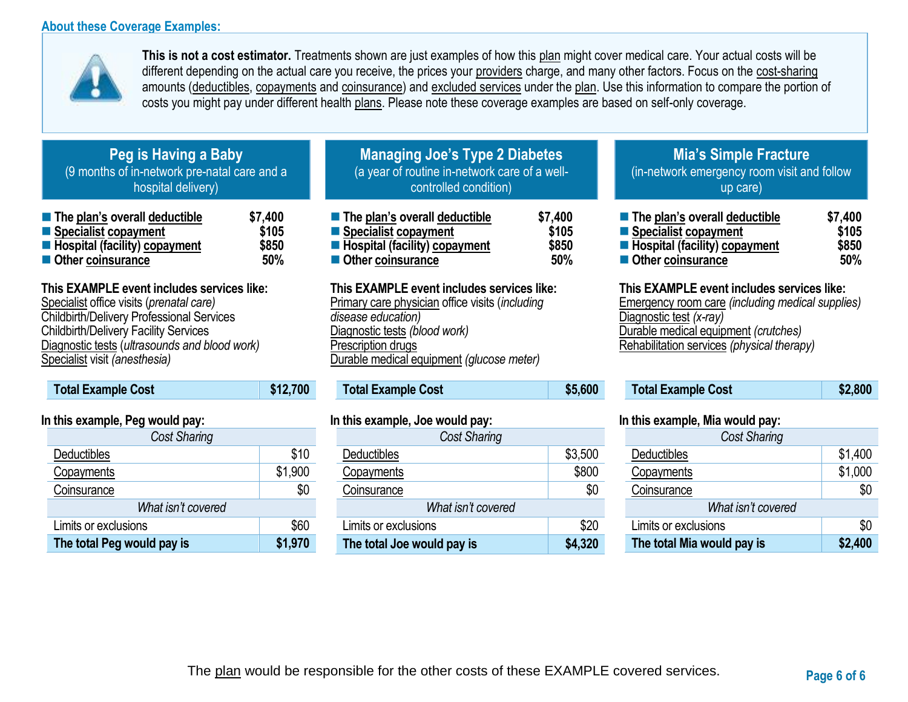## About these Coverage Examples:

**This is not a cost estimator.** Treatments shown are just examples of how this plan might cover medical care. Your actual costs will be different depending on the actual care you receive, the prices your providers charge, and many other factors. Focus on the cost-sharing amounts (deductibles, copayments and coinsurance) and excluded services under the plan. Use this information to compare the portion of costs you might pay under different health plans. Please note these coverage examples are based on self-only coverage.

### Peg is Having a Baby
(9 months of in-network pre-natal care and a hospital delivery)

- **The plan's overall deductible** — **$7,400**
- **Specialist copayment** — **$105**
- **Hospital (facility) copayment** — **$850**
- **Other coinsurance** — **50%**

**This EXAMPLE event includes services like:**
Specialist office visits (*prenatal care*)
Childbirth/Delivery Professional Services
Childbirth/Delivery Facility Services
Diagnostic tests (*ultrasounds and blood work*)
Specialist visit *(anesthesia)*

| **Total Example Cost** | **$12,700** |
|---|---|

**In this example, Peg would pay:**

| *Cost Sharing* | |
|---|---|
| Deductibles | $10 |
| Copayments | $1,900 |
| Coinsurance | $0 |
| *What isn't covered* | |
| Limits or exclusions | $60 |
| **The total Peg would pay is** | **$1,970** |

### Managing Joe's Type 2 Diabetes
(a year of routine in-network care of a well-controlled condition)

- **The plan's overall deductible** — **$7,400**
- **Specialist copayment** — **$105**
- **Hospital (facility) copayment** — **$850**
- **Other coinsurance** — **50%**

**This EXAMPLE event includes services like:**
Primary care physician office visits (*including disease education)*
Diagnostic tests *(blood work)*
Prescription drugs
Durable medical equipment *(glucose meter)*

| **Total Example Cost** | **$5,600** |
|---|---|

**In this example, Joe would pay:**

| *Cost Sharing* | |
|---|---|
| Deductibles | $3,500 |
| Copayments | $800 |
| Coinsurance | $0 |
| *What isn't covered* | |
| Limits or exclusions | $20 |
| **The total Joe would pay is** | **$4,320** |

### Mia's Simple Fracture
(in-network emergency room visit and follow up care)

- **The plan's overall deductible** — **$7,400**
- **Specialist copayment** — **$105**
- **Hospital (facility) copayment** — **$850**
- **Other coinsurance** — **50%**

**This EXAMPLE event includes services like:**
Emergency room care *(including medical supplies)*
Diagnostic test *(x-ray)*
Durable medical equipment *(crutches)*
Rehabilitation services *(physical therapy)*

| **Total Example Cost** | **$2,800** |
|---|---|

**In this example, Mia would pay:**

| *Cost Sharing* | |
|---|---|
| Deductibles | $1,400 |
| Copayments | $1,000 |
| Coinsurance | $0 |
| *What isn't covered* | |
| Limits or exclusions | $0 |
| **The total Mia would pay is** | **$2,400** |

The plan would be responsible for the other costs of these EXAMPLE covered services.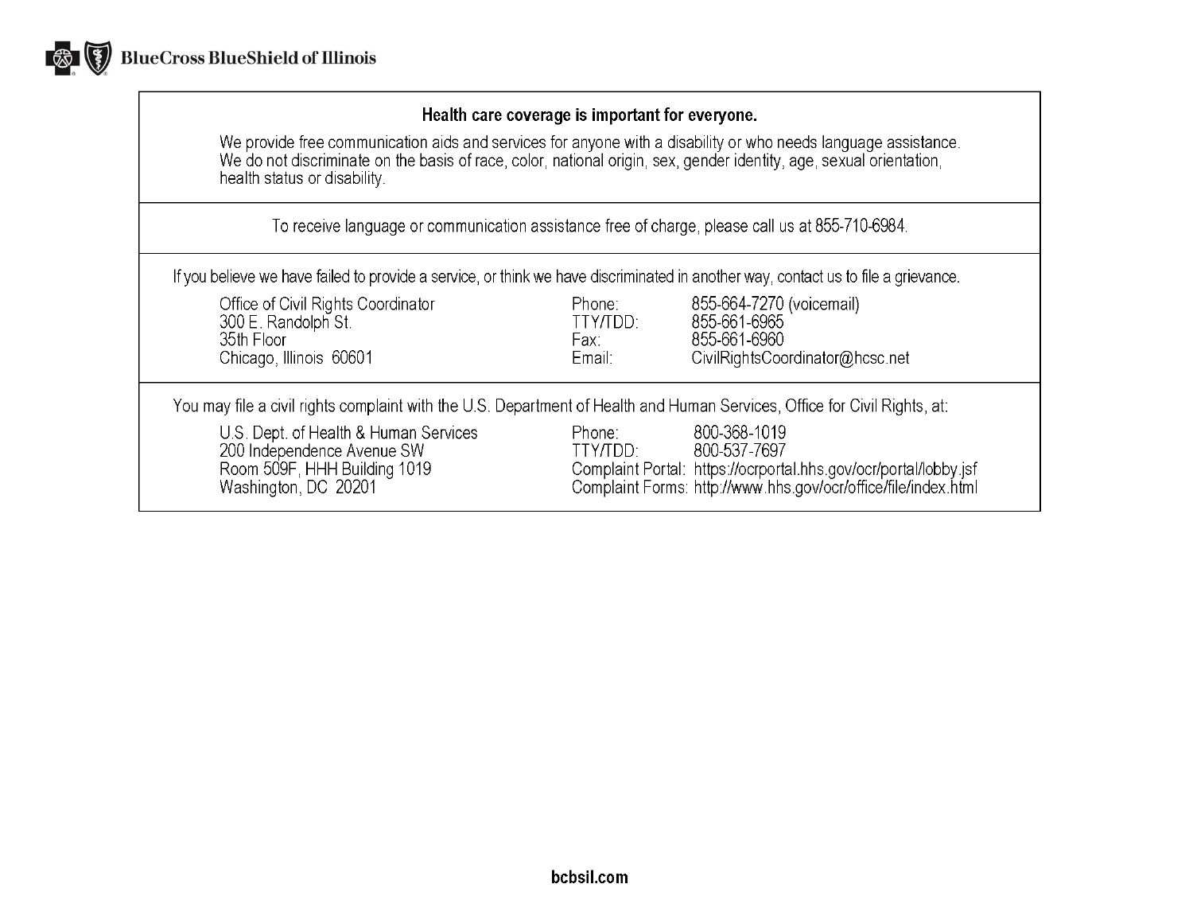BlueCross BlueShield of Illinois

**Health care coverage is important for everyone.**

We provide free communication aids and services for anyone with a disability or who needs language assistance. We do not discriminate on the basis of race, color, national origin, sex, gender identity, age, sexual orientation, health status or disability.

To receive language or communication assistance free of charge, please call us at 855-710-6984.

If you believe we have failed to provide a service, or think we have discriminated in another way, contact us to file a grievance.

| | | |
|---|---|---|
| Office of Civil Rights Coordinator | Phone: | 855-664-7270 (voicemail) |
| 300 E. Randolph St. | TTY/TDD: | 855-661-6965 |
| 35th Floor | Fax: | 855-661-6960 |
| Chicago, Illinois 60601 | Email: | CivilRightsCoordinator@hcsc.net |

You may file a civil rights complaint with the U.S. Department of Health and Human Services, Office for Civil Rights, at:

| | | |
|---|---|---|
| U.S. Dept. of Health & Human Services | Phone: | 800-368-1019 |
| 200 Independence Avenue SW | TTY/TDD: | 800-537-7697 |
| Room 509F, HHH Building 1019 | Complaint Portal: | https://ocrportal.hhs.gov/ocr/portal/lobby.jsf |
| Washington, DC 20201 | Complaint Forms: | http://www.hhs.gov/ocr/office/file/index.html |

bcbsil.com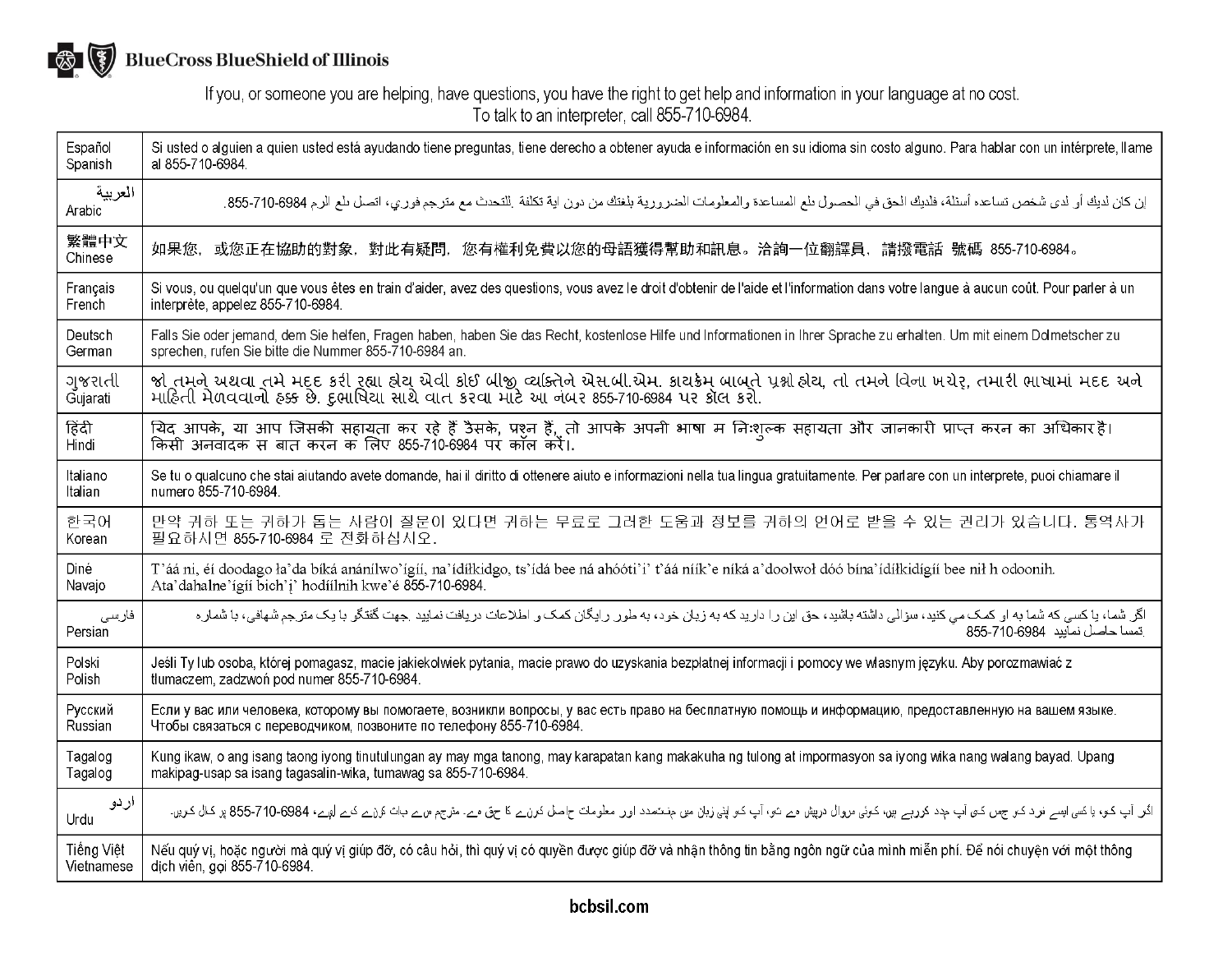BlueCross BlueShield of Illinois

If you, or someone you are helping, have questions, you have the right to get help and information in your language at no cost. To talk to an interpreter, call 855-710-6984.

| | |
|---|---|
| Español Spanish | Si usted o alguien a quien usted está ayudando tiene preguntas, tiene derecho a obtener ayuda e información en su idioma sin costo alguno. Para hablar con un intérprete, llame al 855-710-6984. |
| العربية Arabic | إن كان لديك أو لدى شخص تساعده أسئلة، فلديك الحق في الحصول على المساعدة والمعلومات الضرورية بلغتك من دون اية تكلفة .للتحدث مع مترجم فوري، اتصل على الرقم 855-710-6984. |
| 繁體中文 Chinese | 如果您，或您正在協助的對象，對此有疑問，您有權利免費以您的母語獲得幫助和訊息。洽詢一位翻譯員，請撥電話 號碼 855-710-6984。 |
| Français French | Si vous, ou quelqu'un que vous êtes en train d'aider, avez des questions, vous avez le droit d'obtenir de l'aide et l'information dans votre langue à aucun coût. Pour parler à un interprète, appelez 855-710-6984. |
| Deutsch German | Falls Sie oder jemand, dem Sie helfen, Fragen haben, haben Sie das Recht, kostenlose Hilfe und Informationen in Ihrer Sprache zu erhalten. Um mit einem Dolmetscher zu sprechen, rufen Sie bitte die Nummer 855-710-6984 an. |
| ગુજરાતી Gujarati | જો તમને અથવા તમે મદદ કરી રહ્યા હોય એવી કોઈ બીજી વ્યક્તિને એસ.બી.એમ. કાયક્રમ બાબતે પ્રશ્નો હોય, તો તમને વિના ખર્ચે, તમારી ભાષામાં મદદ અને માહિતી મેળવવાનો હક્ક છે. દુભાષિયા સાથે વાત કરવા માટે આ નંબર 855-710-6984 પર કૉલ કરો. |
| हिंदी Hindi | यदि आपके, या आप जिसकी सहायता कर रहे हैं उसके, प्रश्न हैं, तो आपके अपनी भाषा म निःशुल्क सहायता और जानकारी प्राप्त करन का अधिकार है। किसी अनवादक स बात करन क लिए 855-710-6984 पर कॉल करें। |
| Italiano Italian | Se tu o qualcuno che stai aiutando avete domande, hai il diritto di ottenere aiuto e informazioni nella tua lingua gratuitamente. Per parlare con un interprete, puoi chiamare il numero 855-710-6984. |
| 한국어 Korean | 만약 귀하 또는 귀하가 돕는 사람이 질문이 있다면 귀하는 무료로 그러한 도움과 정보를 귀하의 언어로 받을 수 있는 권리가 있습니다. 통역사가 필요하시면 855-710-6984 로 전화하십시오. |
| Diné Navajo | T'áá ni, éí doodago ła'da bíká anánílwo'ígíí, na'ídíłkidgo, ts'ídá bee ná ahóóti'i' t'áá níík'e níká a'doolwoł dóó bína'ídíłkidígíí bee nił h odoonih. Ata'dahalne'ígíí bich'į' hodíílnih kwe'é 855-710-6984. |
| فارسی Persian | اگر شما، یا کسی که شما به او کمک می کنید، سؤالی داشته باشید، حق این را دارید که به زبان خود، به طور رایگان کمک و اطلاعات دریافت نمایید. جهت گفتگو با یک مترجم شفاهی، با شماره 855-710-6984 تمسا حاصل نمایید. |
| Polski Polish | Jeśli Ty lub osoba, której pomagasz, macie jakiekolwiek pytania, macie prawo do uzyskania bezpłatnej informacji i pomocy we własnym języku. Aby porozmawiać z tłumaczem, zadzwoń pod numer 855-710-6984. |
| Русский Russian | Если у вас или человека, которому вы помогаете, возникли вопросы, у вас есть право на бесплатную помощь и информацию, предоставленную на вашем языке. Чтобы связаться с переводчиком, позвоните по телефону 855-710-6984. |
| Tagalog Tagalog | Kung ikaw, o ang isang taong iyong tinutulungan ay may mga tanong, may karapatan kang makakuha ng tulong at impormasyon sa iyong wika nang walang bayad. Upang makipag-usap sa isang tagasalin-wika, tumawag sa 855-710-6984. |
| اردو Urdu | اگر آپ کو، یا کسی ایسے فرد کو جس کی آپ مدد کررہے ہیں، کوئی سوال درپیش ہے تو، آپ کو اپنی زبان میں مفت مدد اور معلومات حاصل کرنے کا حق ہے۔ مترجم سے بات کرنے کے لیے، 855-710-6984 پر کال کریں۔ |
| Tiếng Việt Vietnamese | Nếu quý vị, hoặc người mà quý vị giúp đỡ, có câu hỏi, thì quý vị có quyền được giúp đỡ và nhận thông tin bằng ngôn ngữ của mình miễn phí. Để nói chuyện với một thông dịch viên, gọi 855-710-6984. |

bcbsil.com